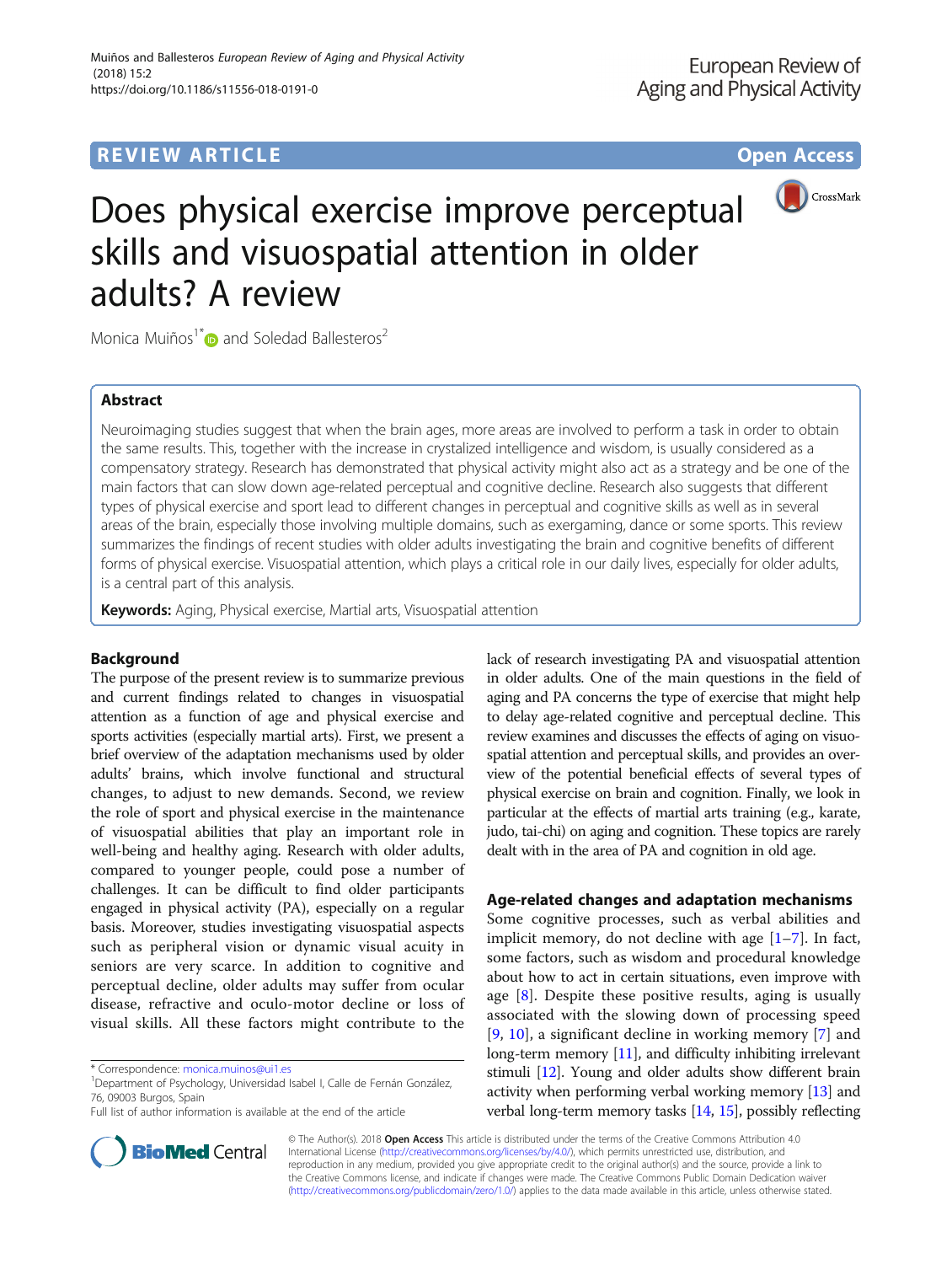REVIEW ARTICLE

Open Access

# Does physical exercise improve perceptual skills and visuospatial attention in older adults? A review

Monica Muiños[1*] and Soledad Ballesteros[2]

## Abstract

Neuroimaging studies suggest that when the brain ages, more areas are involved to perform a task in order to obtain the same results. This, together with the increase in crystalized intelligence and wisdom, is usually considered as a compensatory strategy. Research has demonstrated that physical activity might also act as a strategy and be one of the main factors that can slow down age-related perceptual and cognitive decline. Research also suggests that different types of physical exercise and sport lead to different changes in perceptual and cognitive skills as well as in several areas of the brain, especially those involving multiple domains, such as exergaming, dance or some sports. This review summarizes the findings of recent studies with older adults investigating the brain and cognitive benefits of different forms of physical exercise. Visuospatial attention, which plays a critical role in our daily lives, especially for older adults, is a central part of this analysis.

**Keywords:** Aging, Physical exercise, Martial arts, Visuospatial attention

## Background

The purpose of the present review is to summarize previous and current findings related to changes in visuospatial attention as a function of age and physical exercise and sports activities (especially martial arts). First, we present a brief overview of the adaptation mechanisms used by older adults' brains, which involve functional and structural changes, to adjust to new demands. Second, we review the role of sport and physical exercise in the maintenance of visuospatial abilities that play an important role in well-being and healthy aging. Research with older adults, compared to younger people, could pose a number of challenges. It can be difficult to find older participants engaged in physical activity (PA), especially on a regular basis. Moreover, studies investigating visuospatial aspects such as peripheral vision or dynamic visual acuity in seniors are very scarce. In addition to cognitive and perceptual decline, older adults may suffer from ocular disease, refractive and oculo-motor decline or loss of visual skills. All these factors might contribute to the lack of research investigating PA and visuospatial attention in older adults. One of the main questions in the field of aging and PA concerns the type of exercise that might help to delay age-related cognitive and perceptual decline. This review examines and discusses the effects of aging on visuospatial attention and perceptual skills, and provides an overview of the potential beneficial effects of several types of physical exercise on brain and cognition. Finally, we look in particular at the effects of martial arts training (e.g., karate, judo, tai-chi) on aging and cognition. These topics are rarely dealt with in the area of PA and cognition in old age.

## Age-related changes and adaptation mechanisms

Some cognitive processes, such as verbal abilities and implicit memory, do not decline with age [1–7]. In fact, some factors, such as wisdom and procedural knowledge about how to act in certain situations, even improve with age [8]. Despite these positive results, aging is usually associated with the slowing down of processing speed [9, 10], a significant decline in working memory [7] and long-term memory [11], and difficulty inhibiting irrelevant stimuli [12]. Young and older adults show different brain activity when performing verbal working memory [13] and verbal long-term memory tasks [14, 15], possibly reflecting

\* Correspondence: monica.muinos@ui1.es

[1] Department of Psychology, Universidad Isabel I, Calle de Fernán González, 76, 09003 Burgos, Spain

Full list of author information is available at the end of the article

© The Author(s). 2018 **Open Access** This article is distributed under the terms of the Creative Commons Attribution 4.0 International License (http://creativecommons.org/licenses/by/4.0/), which permits unrestricted use, distribution, and reproduction in any medium, provided you give appropriate credit to the original author(s) and the source, provide a link to the Creative Commons license, and indicate if changes were made. The Creative Commons Public Domain Dedication waiver (http://creativecommons.org/publicdomain/zero/1.0/) applies to the data made available in this article, unless otherwise stated.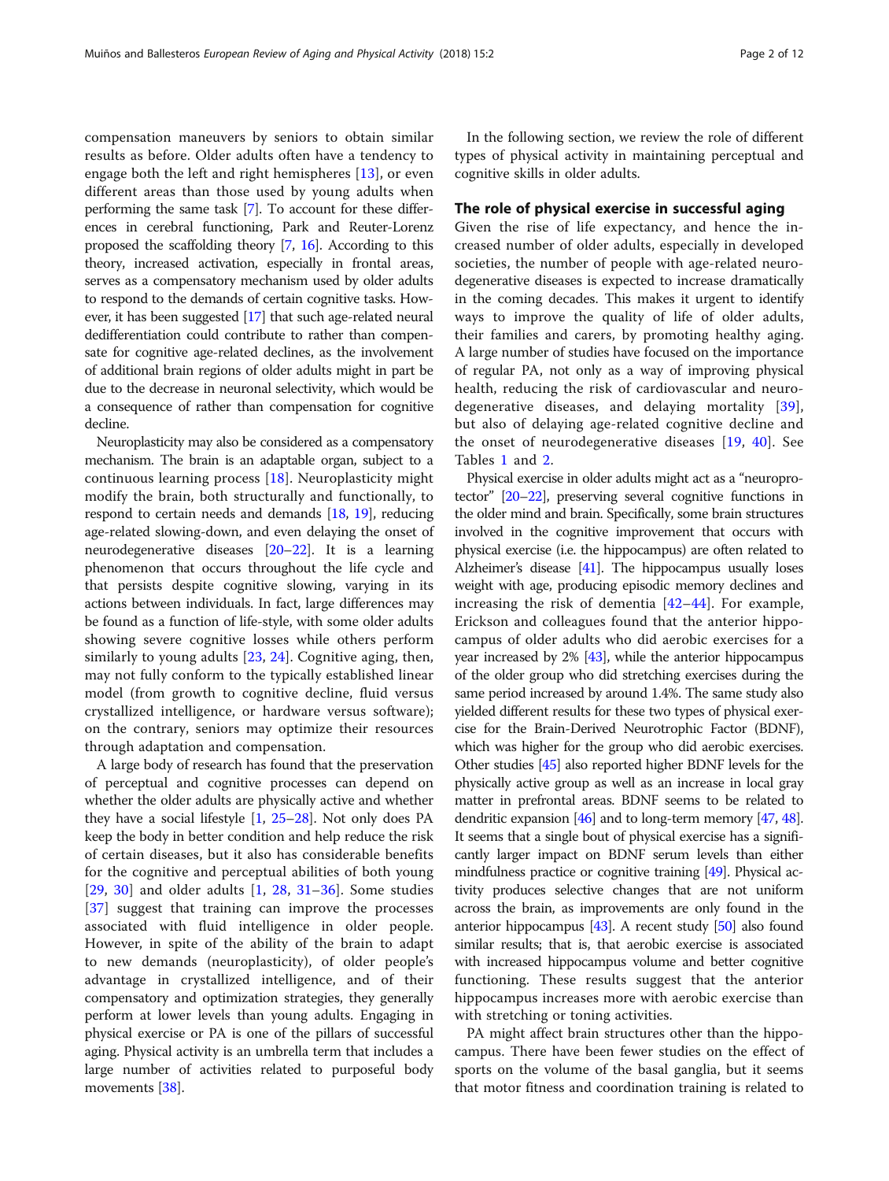compensation maneuvers by seniors to obtain similar results as before. Older adults often have a tendency to engage both the left and right hemispheres [13], or even different areas than those used by young adults when performing the same task [7]. To account for these differences in cerebral functioning, Park and Reuter-Lorenz proposed the scaffolding theory [7, 16]. According to this theory, increased activation, especially in frontal areas, serves as a compensatory mechanism used by older adults to respond to the demands of certain cognitive tasks. However, it has been suggested [17] that such age-related neural dedifferentiation could contribute to rather than compensate for cognitive age-related declines, as the involvement of additional brain regions of older adults might in part be due to the decrease in neuronal selectivity, which would be a consequence of rather than compensation for cognitive decline.

Neuroplasticity may also be considered as a compensatory mechanism. The brain is an adaptable organ, subject to a continuous learning process [18]. Neuroplasticity might modify the brain, both structurally and functionally, to respond to certain needs and demands [18, 19], reducing age-related slowing-down, and even delaying the onset of neurodegenerative diseases [20–22]. It is a learning phenomenon that occurs throughout the life cycle and that persists despite cognitive slowing, varying in its actions between individuals. In fact, large differences may be found as a function of life-style, with some older adults showing severe cognitive losses while others perform similarly to young adults [23, 24]. Cognitive aging, then, may not fully conform to the typically established linear model (from growth to cognitive decline, fluid versus crystallized intelligence, or hardware versus software); on the contrary, seniors may optimize their resources through adaptation and compensation.

A large body of research has found that the preservation of perceptual and cognitive processes can depend on whether the older adults are physically active and whether they have a social lifestyle [1, 25–28]. Not only does PA keep the body in better condition and help reduce the risk of certain diseases, but it also has considerable benefits for the cognitive and perceptual abilities of both young [29, 30] and older adults [1, 28, 31–36]. Some studies [37] suggest that training can improve the processes associated with fluid intelligence in older people. However, in spite of the ability of the brain to adapt to new demands (neuroplasticity), of older people's advantage in crystallized intelligence, and of their compensatory and optimization strategies, they generally perform at lower levels than young adults. Engaging in physical exercise or PA is one of the pillars of successful aging. Physical activity is an umbrella term that includes a large number of activities related to purposeful body movements [38].

In the following section, we review the role of different types of physical activity in maintaining perceptual and cognitive skills in older adults.

## The role of physical exercise in successful aging

Given the rise of life expectancy, and hence the increased number of older adults, especially in developed societies, the number of people with age-related neurodegenerative diseases is expected to increase dramatically in the coming decades. This makes it urgent to identify ways to improve the quality of life of older adults, their families and carers, by promoting healthy aging. A large number of studies have focused on the importance of regular PA, not only as a way of improving physical health, reducing the risk of cardiovascular and neurodegenerative diseases, and delaying mortality [39], but also of delaying age-related cognitive decline and the onset of neurodegenerative diseases [19, 40]. See Tables 1 and 2.

Physical exercise in older adults might act as a "neuroprotector" [20–22], preserving several cognitive functions in the older mind and brain. Specifically, some brain structures involved in the cognitive improvement that occurs with physical exercise (i.e. the hippocampus) are often related to Alzheimer's disease [41]. The hippocampus usually loses weight with age, producing episodic memory declines and increasing the risk of dementia [42–44]. For example, Erickson and colleagues found that the anterior hippocampus of older adults who did aerobic exercises for a year increased by 2% [43], while the anterior hippocampus of the older group who did stretching exercises during the same period increased by around 1.4%. The same study also yielded different results for these two types of physical exercise for the Brain-Derived Neurotrophic Factor (BDNF), which was higher for the group who did aerobic exercises. Other studies [45] also reported higher BDNF levels for the physically active group as well as an increase in local gray matter in prefrontal areas. BDNF seems to be related to dendritic expansion [46] and to long-term memory [47, 48]. It seems that a single bout of physical exercise has a significantly larger impact on BDNF serum levels than either mindfulness practice or cognitive training [49]. Physical activity produces selective changes that are not uniform across the brain, as improvements are only found in the anterior hippocampus [43]. A recent study [50] also found similar results; that is, that aerobic exercise is associated with increased hippocampus volume and better cognitive functioning. These results suggest that the anterior hippocampus increases more with aerobic exercise than with stretching or toning activities.

PA might affect brain structures other than the hippocampus. There have been fewer studies on the effect of sports on the volume of the basal ganglia, but it seems that motor fitness and coordination training is related to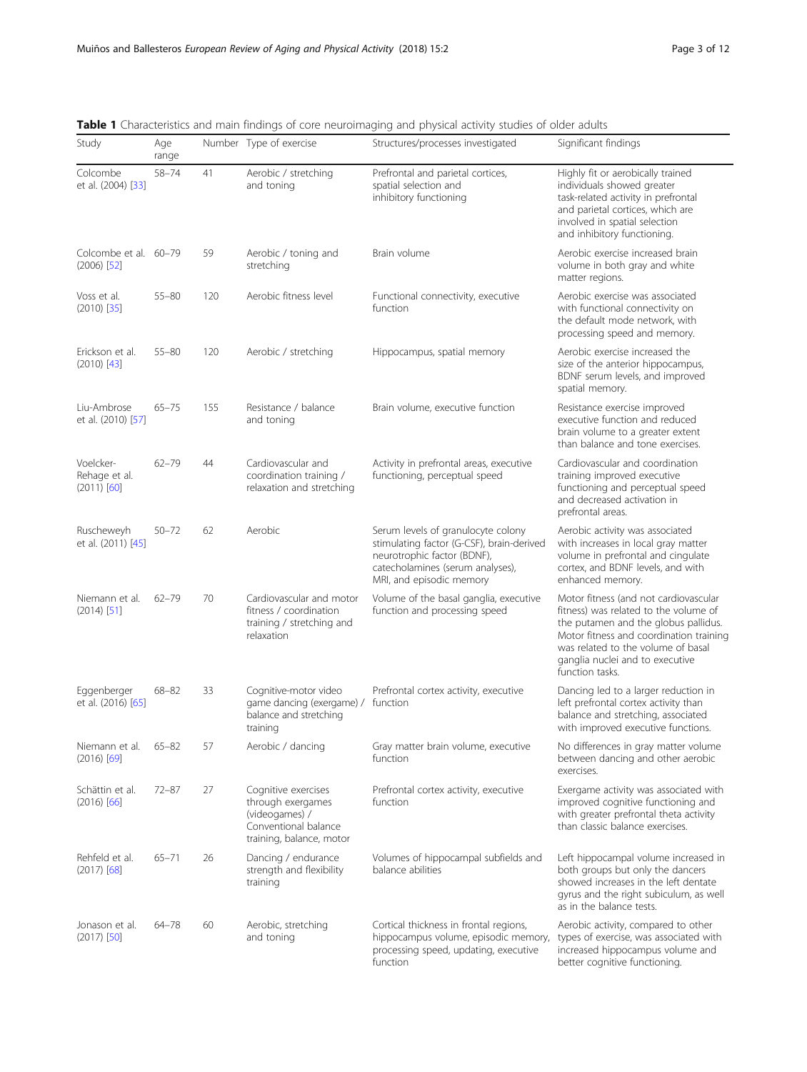**Table 1** Characteristics and main findings of core neuroimaging and physical activity studies of older adults

| Study | Age range | Number | Type of exercise | Structures/processes investigated | Significant findings |
|---|---|---|---|---|---|
| Colcombe et al. (2004) [33] | 58–74 | 41 | Aerobic / stretching and toning | Prefrontal and parietal cortices, spatial selection and inhibitory functioning | Highly fit or aerobically trained individuals showed greater task-related activity in prefrontal and parietal cortices, which are involved in spatial selection and inhibitory functioning. |
| Colcombe et al. (2006) [52] | 60–79 | 59 | Aerobic / toning and stretching | Brain volume | Aerobic exercise increased brain volume in both gray and white matter regions. |
| Voss et al. (2010) [35] | 55–80 | 120 | Aerobic fitness level | Functional connectivity, executive function | Aerobic exercise was associated with functional connectivity on the default mode network, with processing speed and memory. |
| Erickson et al. (2010) [43] | 55–80 | 120 | Aerobic / stretching | Hippocampus, spatial memory | Aerobic exercise increased the size of the anterior hippocampus, BDNF serum levels, and improved spatial memory. |
| Liu-Ambrose et al. (2010) [57] | 65–75 | 155 | Resistance / balance and toning | Brain volume, executive function | Resistance exercise improved executive function and reduced brain volume to a greater extent than balance and tone exercises. |
| Voelcker-Rehage et al. (2011) [60] | 62–79 | 44 | Cardiovascular and coordination training / relaxation and stretching | Activity in prefrontal areas, executive functioning, perceptual speed | Cardiovascular and coordination training improved executive functioning and perceptual speed and decreased activation in prefrontal areas. |
| Ruscheweyh et al. (2011) [45] | 50–72 | 62 | Aerobic | Serum levels of granulocyte colony stimulating factor (G-CSF), brain-derived neurotrophic factor (BDNF), catecholamines (serum analyses), MRI, and episodic memory | Aerobic activity was associated with increases in local gray matter volume in prefrontal and cingulate cortex, and BDNF levels, and with enhanced memory. |
| Niemann et al. (2014) [51] | 62–79 | 70 | Cardiovascular and motor fitness / coordination training / stretching and relaxation | Volume of the basal ganglia, executive function and processing speed | Motor fitness (and not cardiovascular fitness) was related to the volume of the putamen and the globus pallidus. Motor fitness and coordination training was related to the volume of basal ganglia nuclei and to executive function tasks. |
| Eggenberger et al. (2016) [65] | 68–82 | 33 | Cognitive-motor video game dancing (exergame) / balance and stretching training | Prefrontal cortex activity, executive function | Dancing led to a larger reduction in left prefrontal cortex activity than balance and stretching, associated with improved executive functions. |
| Niemann et al. (2016) [69] | 65–82 | 57 | Aerobic / dancing | Gray matter brain volume, executive function | No differences in gray matter volume between dancing and other aerobic exercises. |
| Schättin et al. (2016) [66] | 72–87 | 27 | Cognitive exercises through exergames (videogames) / Conventional balance training, balance, motor | Prefrontal cortex activity, executive function | Exergame activity was associated with improved cognitive functioning and with greater prefrontal theta activity than classic balance exercises. |
| Rehfeld et al. (2017) [68] | 65–71 | 26 | Dancing / endurance strength and flexibility training | Volumes of hippocampal subfields and balance abilities | Left hippocampal volume increased in both groups but only the dancers showed increases in the left dentate gyrus and the right subiculum, as well as in the balance tests. |
| Jonason et al. (2017) [50] | 64–78 | 60 | Aerobic, stretching and toning | Cortical thickness in frontal regions, hippocampus volume, episodic memory, processing speed, updating, executive function | Aerobic activity, compared to other types of exercise, was associated with increased hippocampus volume and better cognitive functioning. |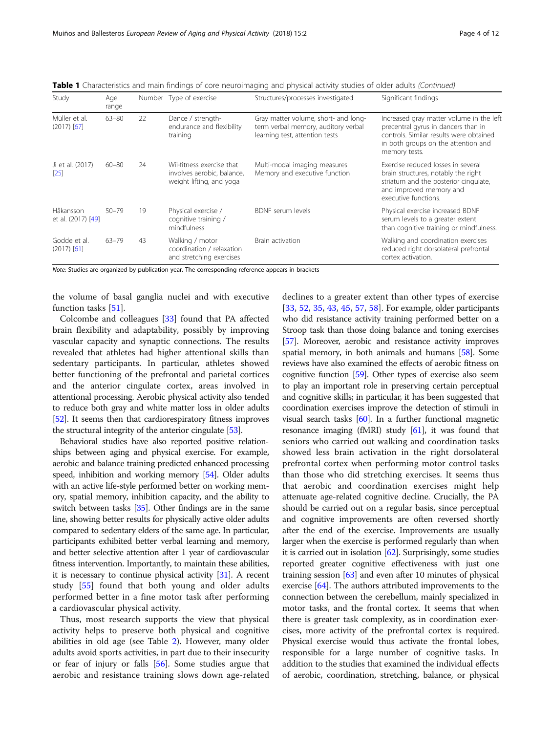**Table 1** Characteristics and main findings of core neuroimaging and physical activity studies of older adults *(Continued)*

| Study | Age range | Number | Type of exercise | Structures/processes investigated | Significant findings |
|---|---|---|---|---|---|
| Müller et al. (2017) [67] | 63–80 | 22 | Dance / strength-endurance and flexibility training | Gray matter volume, short- and long-term verbal memory, auditory verbal learning test, attention tests | Increased gray matter volume in the left precentral gyrus in dancers than in controls. Similar results were obtained in both groups on the attention and memory tests. |
| Ji et al. (2017) [25] | 60–80 | 24 | Wii-fitness exercise that involves aerobic, balance, weight lifting, and yoga | Multi-modal imaging measures Memory and executive function | Exercise reduced losses in several brain structures, notably the right striatum and the posterior cingulate, and improved memory and executive functions. |
| Håkansson et al. (2017) [49] | 50–79 | 19 | Physical exercise / cognitive training / mindfulness | BDNF serum levels | Physical exercise increased BDNF serum levels to a greater extent than cognitive training or mindfulness. |
| Godde et al. (2017) [61] | 63–79 | 43 | Walking / motor coordination / relaxation and stretching exercises | Brain activation | Walking and coordination exercises reduced right dorsolateral prefrontal cortex activation. |

*Note:* Studies are organized by publication year. The corresponding reference appears in brackets

the volume of basal ganglia nuclei and with executive function tasks [51].

Colcombe and colleagues [33] found that PA affected brain flexibility and adaptability, possibly by improving vascular capacity and synaptic connections. The results revealed that athletes had higher attentional skills than sedentary participants. In particular, athletes showed better functioning of the prefrontal and parietal cortices and the anterior cingulate cortex, areas involved in attentional processing. Aerobic physical activity also tended to reduce both gray and white matter loss in older adults [52]. It seems then that cardiorespiratory fitness improves the structural integrity of the anterior cingulate [53].

Behavioral studies have also reported positive relationships between aging and physical exercise. For example, aerobic and balance training predicted enhanced processing speed, inhibition and working memory [54]. Older adults with an active life-style performed better on working memory, spatial memory, inhibition capacity, and the ability to switch between tasks [35]. Other findings are in the same line, showing better results for physically active older adults compared to sedentary elders of the same age. In particular, participants exhibited better verbal learning and memory, and better selective attention after 1 year of cardiovascular fitness intervention. Importantly, to maintain these abilities, it is necessary to continue physical activity [31]. A recent study [55] found that both young and older adults performed better in a fine motor task after performing a cardiovascular physical activity.

Thus, most research supports the view that physical activity helps to preserve both physical and cognitive abilities in old age (see Table 2). However, many older adults avoid sports activities, in part due to their insecurity or fear of injury or falls [56]. Some studies argue that aerobic and resistance training slows down age-related declines to a greater extent than other types of exercise [33, 52, 35, 43, 45, 57, 58]. For example, older participants who did resistance activity training performed better on a Stroop task than those doing balance and toning exercises [57]. Moreover, aerobic and resistance activity improves spatial memory, in both animals and humans [58]. Some reviews have also examined the effects of aerobic fitness on cognitive function [59]. Other types of exercise also seem to play an important role in preserving certain perceptual and cognitive skills; in particular, it has been suggested that coordination exercises improve the detection of stimuli in visual search tasks [60]. In a further functional magnetic resonance imaging (fMRI) study [61], it was found that seniors who carried out walking and coordination tasks showed less brain activation in the right dorsolateral prefrontal cortex when performing motor control tasks than those who did stretching exercises. It seems thus that aerobic and coordination exercises might help attenuate age-related cognitive decline. Crucially, the PA should be carried out on a regular basis, since perceptual and cognitive improvements are often reversed shortly after the end of the exercise. Improvements are usually larger when the exercise is performed regularly than when it is carried out in isolation [62]. Surprisingly, some studies reported greater cognitive effectiveness with just one training session [63] and even after 10 minutes of physical exercise [64]. The authors attributed improvements to the connection between the cerebellum, mainly specialized in motor tasks, and the frontal cortex. It seems that when there is greater task complexity, as in coordination exercises, more activity of the prefrontal cortex is required. Physical exercise would thus activate the frontal lobes, responsible for a large number of cognitive tasks. In addition to the studies that examined the individual effects of aerobic, coordination, stretching, balance, or physical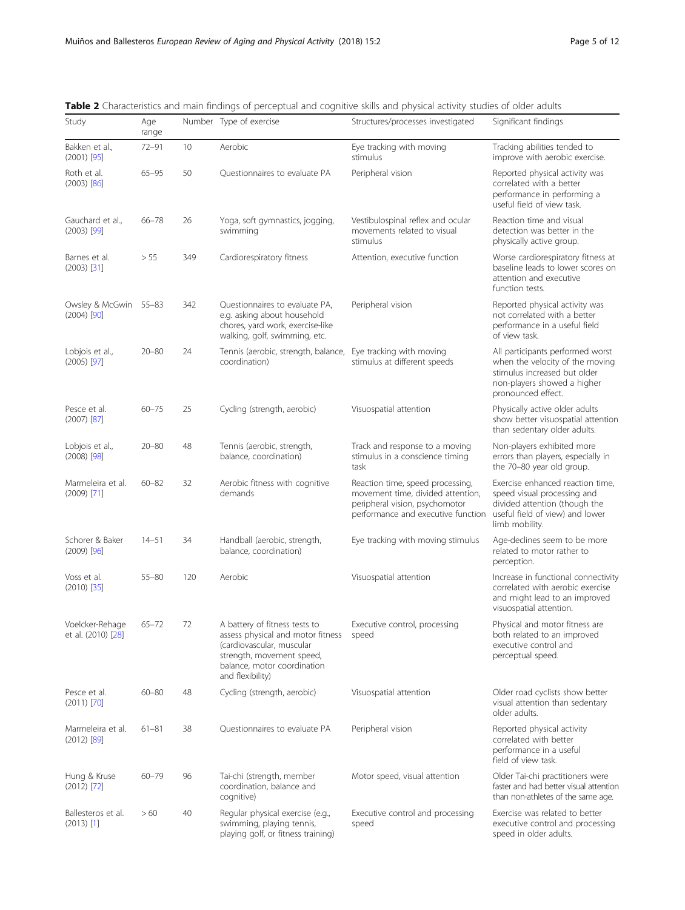**Table 2** Characteristics and main findings of perceptual and cognitive skills and physical activity studies of older adults

| Study | Age range | Number | Type of exercise | Structures/processes investigated | Significant findings |
|---|---|---|---|---|---|
| Bakken et al., (2001) [95] | 72–91 | 10 | Aerobic | Eye tracking with moving stimulus | Tracking abilities tended to improve with aerobic exercise. |
| Roth et al. (2003) [86] | 65–95 | 50 | Questionnaires to evaluate PA | Peripheral vision | Reported physical activity was correlated with a better performance in performing a useful field of view task. |
| Gauchard et al., (2003) [99] | 66–78 | 26 | Yoga, soft gymnastics, jogging, swimming | Vestibulospinal reflex and ocular movements related to visual stimulus | Reaction time and visual detection was better in the physically active group. |
| Barnes et al. (2003) [31] | > 55 | 349 | Cardiorespiratory fitness | Attention, executive function | Worse cardiorespiratory fitness at baseline leads to lower scores on attention and executive function tests. |
| Owsley & McGwin (2004) [90] | 55–83 | 342 | Questionnaires to evaluate PA, e.g. asking about household chores, yard work, exercise-like walking, golf, swimming, etc. | Peripheral vision | Reported physical activity was not correlated with a better performance in a useful field of view task. |
| Lobjois et al., (2005) [97] | 20–80 | 24 | Tennis (aerobic, strength, balance, coordination) | Eye tracking with moving stimulus at different speeds | All participants performed worst when the velocity of the moving stimulus increased but older non-players showed a higher pronounced effect. |
| Pesce et al. (2007) [87] | 60–75 | 25 | Cycling (strength, aerobic) | Visuospatial attention | Physically active older adults show better visuospatial attention than sedentary older adults. |
| Lobjois et al., (2008) [98] | 20–80 | 48 | Tennis (aerobic, strength, balance, coordination) | Track and response to a moving stimulus in a conscience timing task | Non-players exhibited more errors than players, especially in the 70–80 year old group. |
| Marmeleira et al. (2009) [71] | 60–82 | 32 | Aerobic fitness with cognitive demands | Reaction time, speed processing, movement time, divided attention, peripheral vision, psychomotor performance and executive function | Exercise enhanced reaction time, speed visual processing and divided attention (though the useful field of view) and lower limb mobility. |
| Schorer & Baker (2009) [96] | 14–51 | 34 | Handball (aerobic, strength, balance, coordination) | Eye tracking with moving stimulus | Age-declines seem to be more related to motor rather to perception. |
| Voss et al. (2010) [35] | 55–80 | 120 | Aerobic | Visuospatial attention | Increase in functional connectivity correlated with aerobic exercise and might lead to an improved visuospatial attention. |
| Voelcker-Rehage et al. (2010) [28] | 65–72 | 72 | A battery of fitness tests to assess physical and motor fitness (cardiovascular, muscular strength, movement speed, balance, motor coordination and flexibility) | Executive control, processing speed | Physical and motor fitness are both related to an improved executive control and perceptual speed. |
| Pesce et al. (2011) [70] | 60–80 | 48 | Cycling (strength, aerobic) | Visuospatial attention | Older road cyclists show better visual attention than sedentary older adults. |
| Marmeleira et al. (2012) [89] | 61–81 | 38 | Questionnaires to evaluate PA | Peripheral vision | Reported physical activity correlated with better performance in a useful field of view task. |
| Hung & Kruse (2012) [72] | 60–79 | 96 | Tai-chi (strength, member coordination, balance and cognitive) | Motor speed, visual attention | Older Tai-chi practitioners were faster and had better visual attention than non-athletes of the same age. |
| Ballesteros et al. (2013) [1] | > 60 | 40 | Regular physical exercise (e.g., swimming, playing tennis, playing golf, or fitness training) | Executive control and processing speed | Exercise was related to better executive control and processing speed in older adults. |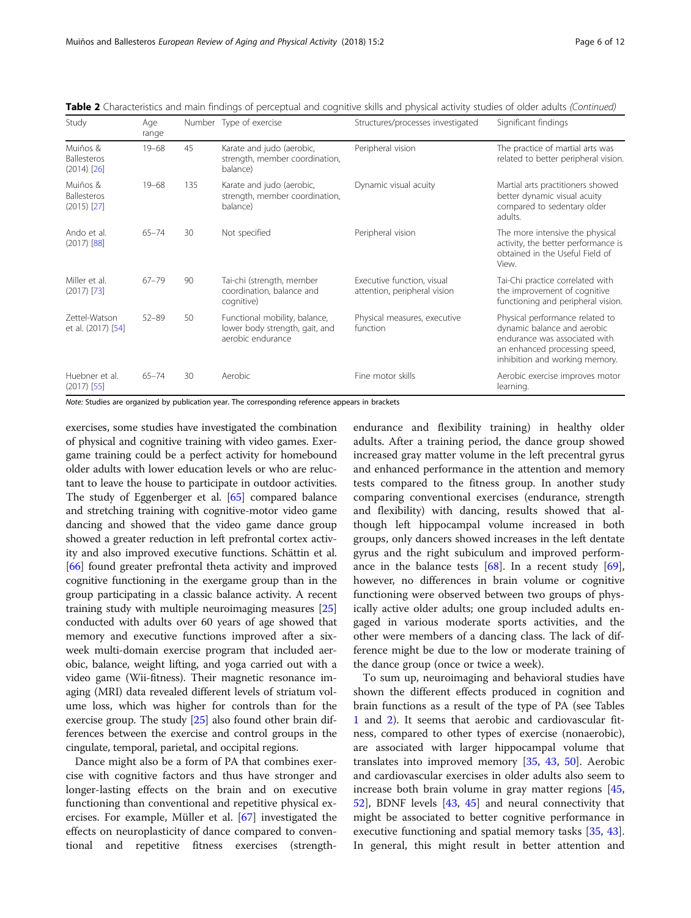**Table 2** Characteristics and main findings of perceptual and cognitive skills and physical activity studies of older adults *(Continued)*

| Study | Age range | Number | Type of exercise | Structures/processes investigated | Significant findings |
|---|---|---|---|---|---|
| Muiños & Ballesteros (2014) [26] | 19–68 | 45 | Karate and judo (aerobic, strength, member coordination, balance) | Peripheral vision | The practice of martial arts was related to better peripheral vision. |
| Muiños & Ballesteros (2015) [27] | 19–68 | 135 | Karate and judo (aerobic, strength, member coordination, balance) | Dynamic visual acuity | Martial arts practitioners showed better dynamic visual acuity compared to sedentary older adults. |
| Ando et al. (2017) [88] | 65–74 | 30 | Not specified | Peripheral vision | The more intensive the physical activity, the better performance is obtained in the Useful Field of View. |
| Miller et al. (2017) [73] | 67–79 | 90 | Tai-chi (strength, member coordination, balance and cognitive) | Executive function, visual attention, peripheral vision | Tai-Chi practice correlated with the improvement of cognitive functioning and peripheral vision. |
| Zettel-Watson et al. (2017) [54] | 52–89 | 50 | Functional mobility, balance, lower body strength, gait, and aerobic endurance | Physical measures, executive function | Physical performance related to dynamic balance and aerobic endurance was associated with an enhanced processing speed, inhibition and working memory. |
| Huebner et al. (2017) [55] | 65–74 | 30 | Aerobic | Fine motor skills | Aerobic exercise improves motor learning. |

*Note:* Studies are organized by publication year. The corresponding reference appears in brackets

exercises, some studies have investigated the combination of physical and cognitive training with video games. Exergame training could be a perfect activity for homebound older adults with lower education levels or who are reluctant to leave the house to participate in outdoor activities. The study of Eggenberger et al. [65] compared balance and stretching training with cognitive-motor video game dancing and showed that the video game dance group showed a greater reduction in left prefrontal cortex activity and also improved executive functions. Schättin et al. [66] found greater prefrontal theta activity and improved cognitive functioning in the exergame group than in the group participating in a classic balance activity. A recent training study with multiple neuroimaging measures [25] conducted with adults over 60 years of age showed that memory and executive functions improved after a six-week multi-domain exercise program that included aerobic, balance, weight lifting, and yoga carried out with a video game (Wii-fitness). Their magnetic resonance imaging (MRI) data revealed different levels of striatum volume loss, which was higher for controls than for the exercise group. The study [25] also found other brain differences between the exercise and control groups in the cingulate, temporal, parietal, and occipital regions.

Dance might also be a form of PA that combines exercise with cognitive factors and thus have stronger and longer-lasting effects on the brain and on executive functioning than conventional and repetitive physical exercises. For example, Müller et al. [67] investigated the effects on neuroplasticity of dance compared to conventional and repetitive fitness exercises (strength-endurance and flexibility training) in healthy older adults. After a training period, the dance group showed increased gray matter volume in the left precentral gyrus and enhanced performance in the attention and memory tests compared to the fitness group. In another study comparing conventional exercises (endurance, strength and flexibility) with dancing, results showed that although left hippocampal volume increased in both groups, only dancers showed increases in the left dentate gyrus and the right subiculum and improved performance in the balance tests [68]. In a recent study [69], however, no differences in brain volume or cognitive functioning were observed between two groups of physically active older adults; one group included adults engaged in various moderate sports activities, and the other were members of a dancing class. The lack of difference might be due to the low or moderate training of the dance group (once or twice a week).

To sum up, neuroimaging and behavioral studies have shown the different effects produced in cognition and brain functions as a result of the type of PA (see Tables 1 and 2). It seems that aerobic and cardiovascular fitness, compared to other types of exercise (nonaerobic), are associated with larger hippocampal volume that translates into improved memory [35, 43, 50]. Aerobic and cardiovascular exercises in older adults also seem to increase both brain volume in gray matter regions [45, 52], BDNF levels [43, 45] and neural connectivity that might be associated to better cognitive performance in executive functioning and spatial memory tasks [35, 43]. In general, this might result in better attention and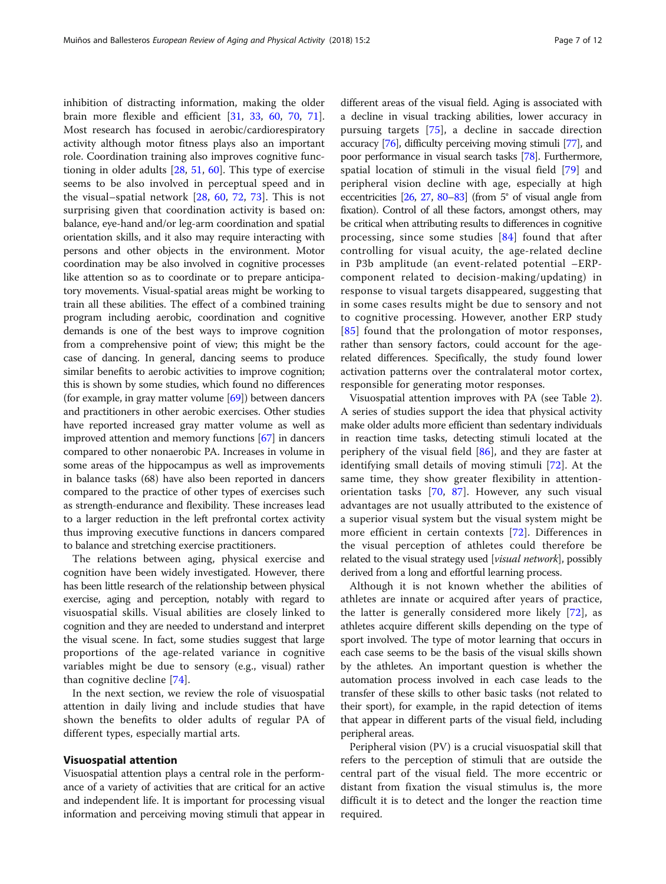inhibition of distracting information, making the older brain more flexible and efficient [31, 33, 60, 70, 71]. Most research has focused in aerobic/cardiorespiratory activity although motor fitness plays also an important role. Coordination training also improves cognitive functioning in older adults [28, 51, 60]. This type of exercise seems to be also involved in perceptual speed and in the visual–spatial network [28, 60, 72, 73]. This is not surprising given that coordination activity is based on: balance, eye-hand and/or leg-arm coordination and spatial orientation skills, and it also may require interacting with persons and other objects in the environment. Motor coordination may be also involved in cognitive processes like attention so as to coordinate or to prepare anticipatory movements. Visual-spatial areas might be working to train all these abilities. The effect of a combined training program including aerobic, coordination and cognitive demands is one of the best ways to improve cognition from a comprehensive point of view; this might be the case of dancing. In general, dancing seems to produce similar benefits to aerobic activities to improve cognition; this is shown by some studies, which found no differences (for example, in gray matter volume [69]) between dancers and practitioners in other aerobic exercises. Other studies have reported increased gray matter volume as well as improved attention and memory functions [67] in dancers compared to other nonaerobic PA. Increases in volume in some areas of the hippocampus as well as improvements in balance tasks (68) have also been reported in dancers compared to the practice of other types of exercises such as strength-endurance and flexibility. These increases lead to a larger reduction in the left prefrontal cortex activity thus improving executive functions in dancers compared to balance and stretching exercise practitioners.

The relations between aging, physical exercise and cognition have been widely investigated. However, there has been little research of the relationship between physical exercise, aging and perception, notably with regard to visuospatial skills. Visual abilities are closely linked to cognition and they are needed to understand and interpret the visual scene. In fact, some studies suggest that large proportions of the age-related variance in cognitive variables might be due to sensory (e.g., visual) rather than cognitive decline [74].

In the next section, we review the role of visuospatial attention in daily living and include studies that have shown the benefits to older adults of regular PA of different types, especially martial arts.

## Visuospatial attention

Visuospatial attention plays a central role in the performance of a variety of activities that are critical for an active and independent life. It is important for processing visual information and perceiving moving stimuli that appear in different areas of the visual field. Aging is associated with a decline in visual tracking abilities, lower accuracy in pursuing targets [75], a decline in saccade direction accuracy [76], difficulty perceiving moving stimuli [77], and poor performance in visual search tasks [78]. Furthermore, spatial location of stimuli in the visual field [79] and peripheral vision decline with age, especially at high eccentricities [26, 27, 80–83] (from 5° of visual angle from fixation). Control of all these factors, amongst others, may be critical when attributing results to differences in cognitive processing, since some studies [84] found that after controlling for visual acuity, the age-related decline in P3b amplitude (an event-related potential –ERP-component related to decision-making/updating) in response to visual targets disappeared, suggesting that in some cases results might be due to sensory and not to cognitive processing. However, another ERP study [85] found that the prolongation of motor responses, rather than sensory factors, could account for the age-related differences. Specifically, the study found lower activation patterns over the contralateral motor cortex, responsible for generating motor responses.

Visuospatial attention improves with PA (see Table 2). A series of studies support the idea that physical activity make older adults more efficient than sedentary individuals in reaction time tasks, detecting stimuli located at the periphery of the visual field [86], and they are faster at identifying small details of moving stimuli [72]. At the same time, they show greater flexibility in attention-orientation tasks [70, 87]. However, any such visual advantages are not usually attributed to the existence of a superior visual system but the visual system might be more efficient in certain contexts [72]. Differences in the visual perception of athletes could therefore be related to the visual strategy used [*visual network*], possibly derived from a long and effortful learning process.

Although it is not known whether the abilities of athletes are innate or acquired after years of practice, the latter is generally considered more likely [72], as athletes acquire different skills depending on the type of sport involved. The type of motor learning that occurs in each case seems to be the basis of the visual skills shown by the athletes. An important question is whether the automation process involved in each case leads to the transfer of these skills to other basic tasks (not related to their sport), for example, in the rapid detection of items that appear in different parts of the visual field, including peripheral areas.

Peripheral vision (PV) is a crucial visuospatial skill that refers to the perception of stimuli that are outside the central part of the visual field. The more eccentric or distant from fixation the visual stimulus is, the more difficult it is to detect and the longer the reaction time required.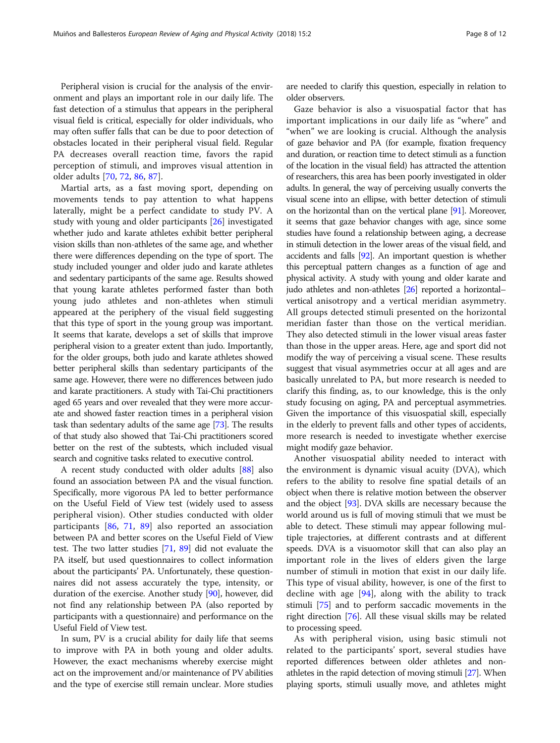Peripheral vision is crucial for the analysis of the environment and plays an important role in our daily life. The fast detection of a stimulus that appears in the peripheral visual field is critical, especially for older individuals, who may often suffer falls that can be due to poor detection of obstacles located in their peripheral visual field. Regular PA decreases overall reaction time, favors the rapid perception of stimuli, and improves visual attention in older adults [70, 72, 86, 87].

Martial arts, as a fast moving sport, depending on movements tends to pay attention to what happens laterally, might be a perfect candidate to study PV. A study with young and older participants [26] investigated whether judo and karate athletes exhibit better peripheral vision skills than non-athletes of the same age, and whether there were differences depending on the type of sport. The study included younger and older judo and karate athletes and sedentary participants of the same age. Results showed that young karate athletes performed faster than both young judo athletes and non-athletes when stimuli appeared at the periphery of the visual field suggesting that this type of sport in the young group was important. It seems that karate, develops a set of skills that improve peripheral vision to a greater extent than judo. Importantly, for the older groups, both judo and karate athletes showed better peripheral skills than sedentary participants of the same age. However, there were no differences between judo and karate practitioners. A study with Tai-Chi practitioners aged 65 years and over revealed that they were more accurate and showed faster reaction times in a peripheral vision task than sedentary adults of the same age [73]. The results of that study also showed that Tai-Chi practitioners scored better on the rest of the subtests, which included visual search and cognitive tasks related to executive control.

A recent study conducted with older adults [88] also found an association between PA and the visual function. Specifically, more vigorous PA led to better performance on the Useful Field of View test (widely used to assess peripheral vision). Other studies conducted with older participants [86, 71, 89] also reported an association between PA and better scores on the Useful Field of View test. The two latter studies [71, 89] did not evaluate the PA itself, but used questionnaires to collect information about the participants' PA. Unfortunately, these questionnaires did not assess accurately the type, intensity, or duration of the exercise. Another study [90], however, did not find any relationship between PA (also reported by participants with a questionnaire) and performance on the Useful Field of View test.

In sum, PV is a crucial ability for daily life that seems to improve with PA in both young and older adults. However, the exact mechanisms whereby exercise might act on the improvement and/or maintenance of PV abilities and the type of exercise still remain unclear. More studies are needed to clarify this question, especially in relation to older observers.

Gaze behavior is also a visuospatial factor that has important implications in our daily life as "where" and "when" we are looking is crucial. Although the analysis of gaze behavior and PA (for example, fixation frequency and duration, or reaction time to detect stimuli as a function of the location in the visual field) has attracted the attention of researchers, this area has been poorly investigated in older adults. In general, the way of perceiving usually converts the visual scene into an ellipse, with better detection of stimuli on the horizontal than on the vertical plane [91]. Moreover, it seems that gaze behavior changes with age, since some studies have found a relationship between aging, a decrease in stimuli detection in the lower areas of the visual field, and accidents and falls [92]. An important question is whether this perceptual pattern changes as a function of age and physical activity. A study with young and older karate and judo athletes and non-athletes [26] reported a horizontal–vertical anisotropy and a vertical meridian asymmetry. All groups detected stimuli presented on the horizontal meridian faster than those on the vertical meridian. They also detected stimuli in the lower visual areas faster than those in the upper areas. Here, age and sport did not modify the way of perceiving a visual scene. These results suggest that visual asymmetries occur at all ages and are basically unrelated to PA, but more research is needed to clarify this finding, as, to our knowledge, this is the only study focusing on aging, PA and perceptual asymmetries. Given the importance of this visuospatial skill, especially in the elderly to prevent falls and other types of accidents, more research is needed to investigate whether exercise might modify gaze behavior.

Another visuospatial ability needed to interact with the environment is dynamic visual acuity (DVA), which refers to the ability to resolve fine spatial details of an object when there is relative motion between the observer and the object [93]. DVA skills are necessary because the world around us is full of moving stimuli that we must be able to detect. These stimuli may appear following multiple trajectories, at different contrasts and at different speeds. DVA is a visuomotor skill that can also play an important role in the lives of elders given the large number of stimuli in motion that exist in our daily life. This type of visual ability, however, is one of the first to decline with age [94], along with the ability to track stimuli [75] and to perform saccadic movements in the right direction [76]. All these visual skills may be related to processing speed.

As with peripheral vision, using basic stimuli not related to the participants' sport, several studies have reported differences between older athletes and non-athletes in the rapid detection of moving stimuli [27]. When playing sports, stimuli usually move, and athletes might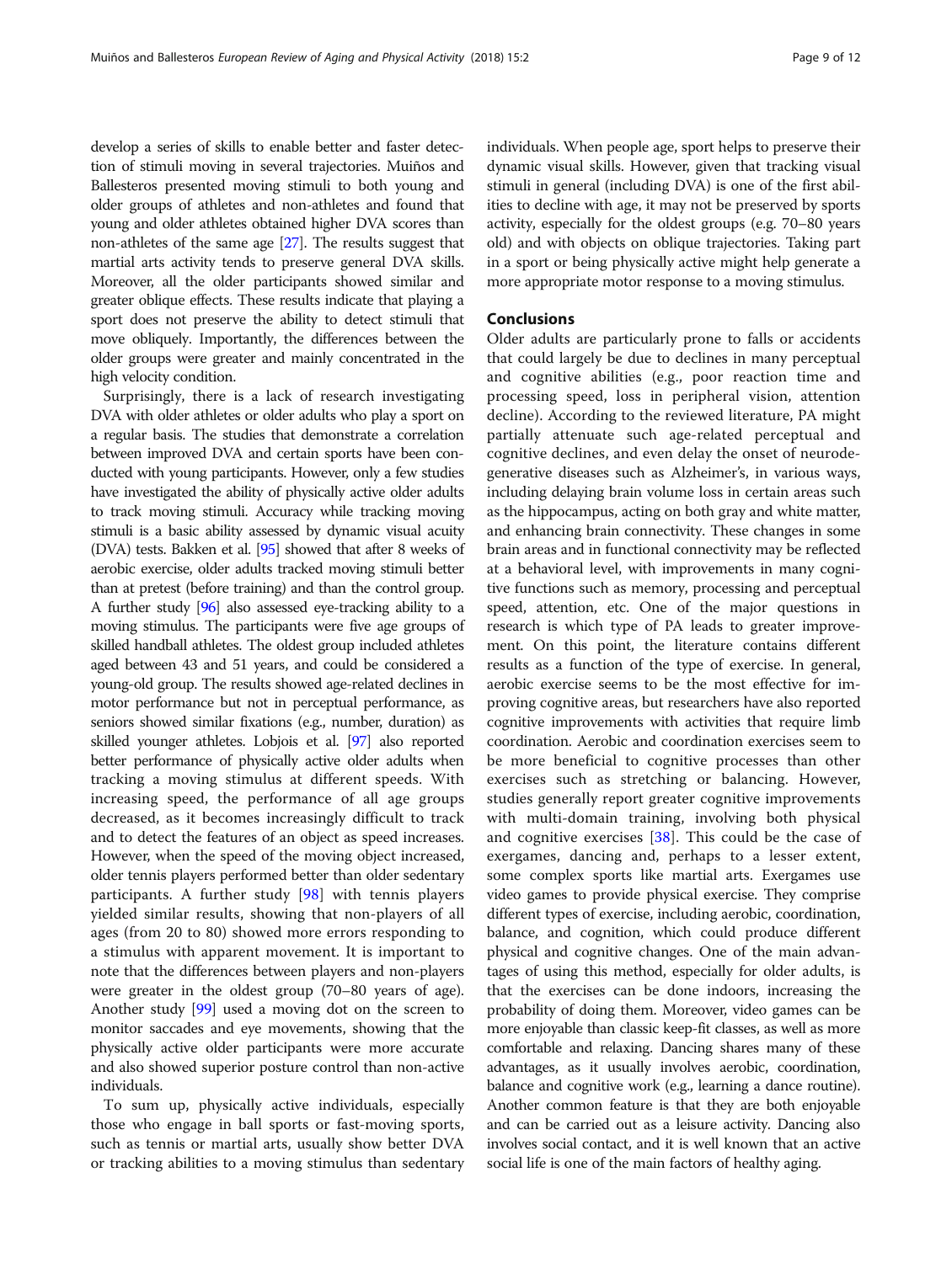develop a series of skills to enable better and faster detection of stimuli moving in several trajectories. Muiños and Ballesteros presented moving stimuli to both young and older groups of athletes and non-athletes and found that young and older athletes obtained higher DVA scores than non-athletes of the same age [27]. The results suggest that martial arts activity tends to preserve general DVA skills. Moreover, all the older participants showed similar and greater oblique effects. These results indicate that playing a sport does not preserve the ability to detect stimuli that move obliquely. Importantly, the differences between the older groups were greater and mainly concentrated in the high velocity condition.

Surprisingly, there is a lack of research investigating DVA with older athletes or older adults who play a sport on a regular basis. The studies that demonstrate a correlation between improved DVA and certain sports have been conducted with young participants. However, only a few studies have investigated the ability of physically active older adults to track moving stimuli. Accuracy while tracking moving stimuli is a basic ability assessed by dynamic visual acuity (DVA) tests. Bakken et al. [95] showed that after 8 weeks of aerobic exercise, older adults tracked moving stimuli better than at pretest (before training) and than the control group. A further study [96] also assessed eye-tracking ability to a moving stimulus. The participants were five age groups of skilled handball athletes. The oldest group included athletes aged between 43 and 51 years, and could be considered a young-old group. The results showed age-related declines in motor performance but not in perceptual performance, as seniors showed similar fixations (e.g., number, duration) as skilled younger athletes. Lobjois et al. [97] also reported better performance of physically active older adults when tracking a moving stimulus at different speeds. With increasing speed, the performance of all age groups decreased, as it becomes increasingly difficult to track and to detect the features of an object as speed increases. However, when the speed of the moving object increased, older tennis players performed better than older sedentary participants. A further study [98] with tennis players yielded similar results, showing that non-players of all ages (from 20 to 80) showed more errors responding to a stimulus with apparent movement. It is important to note that the differences between players and non-players were greater in the oldest group (70–80 years of age). Another study [99] used a moving dot on the screen to monitor saccades and eye movements, showing that the physically active older participants were more accurate and also showed superior posture control than non-active individuals.

To sum up, physically active individuals, especially those who engage in ball sports or fast-moving sports, such as tennis or martial arts, usually show better DVA or tracking abilities to a moving stimulus than sedentary individuals. When people age, sport helps to preserve their dynamic visual skills. However, given that tracking visual stimuli in general (including DVA) is one of the first abilities to decline with age, it may not be preserved by sports activity, especially for the oldest groups (e.g. 70–80 years old) and with objects on oblique trajectories. Taking part in a sport or being physically active might help generate a more appropriate motor response to a moving stimulus.

## Conclusions

Older adults are particularly prone to falls or accidents that could largely be due to declines in many perceptual and cognitive abilities (e.g., poor reaction time and processing speed, loss in peripheral vision, attention decline). According to the reviewed literature, PA might partially attenuate such age-related perceptual and cognitive declines, and even delay the onset of neurodegenerative diseases such as Alzheimer's, in various ways, including delaying brain volume loss in certain areas such as the hippocampus, acting on both gray and white matter, and enhancing brain connectivity. These changes in some brain areas and in functional connectivity may be reflected at a behavioral level, with improvements in many cognitive functions such as memory, processing and perceptual speed, attention, etc. One of the major questions in research is which type of PA leads to greater improvement. On this point, the literature contains different results as a function of the type of exercise. In general, aerobic exercise seems to be the most effective for improving cognitive areas, but researchers have also reported cognitive improvements with activities that require limb coordination. Aerobic and coordination exercises seem to be more beneficial to cognitive processes than other exercises such as stretching or balancing. However, studies generally report greater cognitive improvements with multi-domain training, involving both physical and cognitive exercises [38]. This could be the case of exergames, dancing and, perhaps to a lesser extent, some complex sports like martial arts. Exergames use video games to provide physical exercise. They comprise different types of exercise, including aerobic, coordination, balance, and cognition, which could produce different physical and cognitive changes. One of the main advantages of using this method, especially for older adults, is that the exercises can be done indoors, increasing the probability of doing them. Moreover, video games can be more enjoyable than classic keep-fit classes, as well as more comfortable and relaxing. Dancing shares many of these advantages, as it usually involves aerobic, coordination, balance and cognitive work (e.g., learning a dance routine). Another common feature is that they are both enjoyable and can be carried out as a leisure activity. Dancing also involves social contact, and it is well known that an active social life is one of the main factors of healthy aging.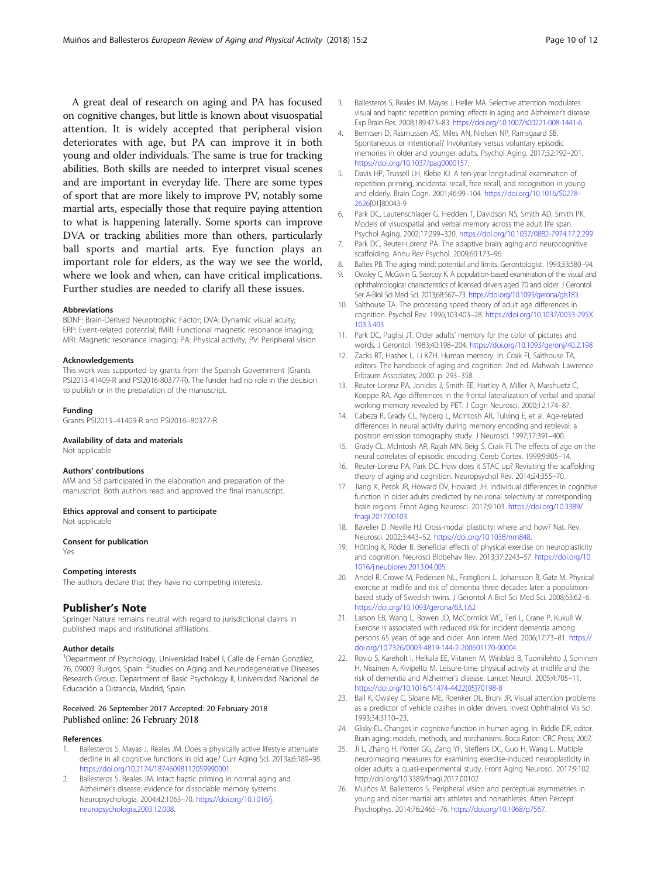A great deal of research on aging and PA has focused on cognitive changes, but little is known about visuospatial attention. It is widely accepted that peripheral vision deteriorates with age, but PA can improve it in both young and older individuals. The same is true for tracking abilities. Both skills are needed to interpret visual scenes and are important in everyday life. There are some types of sport that are more likely to improve PV, notably some martial arts, especially those that require paying attention to what is happening laterally. Some sports can improve DVA or tracking abilities more than others, particularly ball sports and martial arts. Eye function plays an important role for elders, as the way we see the world, where we look and when, can have critical implications. Further studies are needed to clarify all these issues.

#### Abbreviations

BDNF: Brain-Derived Neurotrophic Factor; DVA: Dynamic visual acuity; ERP: Event-related potential; fMRI: Functional magnetic resonance imaging; MRI: Magnetic resonance imaging; PA: Physical activity; PV: Peripheral vision

#### Acknowledgements

This work was supported by grants from the Spanish Government (Grants PSI2013-41409-R and PSI2016-80377-R). The funder had no role in the decision to publish or in the preparation of the manuscript.

#### Funding

Grants PSI2013–41409-R and PSI2016–80377-R.

#### Availability of data and materials

Not applicable

#### Authors' contributions

MM and SB participated in the elaboration and preparation of the manuscript. Both authors read and approved the final manuscript.

#### Ethics approval and consent to participate

Not applicable

#### Consent for publication

Yes

#### Competing interests

The authors declare that they have no competing interests.

## Publisher's Note

Springer Nature remains neutral with regard to jurisdictional claims in published maps and institutional affiliations.

#### Author details

[1]Department of Psychology, Universidad Isabel I, Calle de Fernán González, 76, 09003 Burgos, Spain. [2]Studies on Aging and Neurodegenerative Diseases Research Group, Department of Basic Psychology II, Universidad Nacional de Educación a Distancia, Madrid, Spain.

Received: 26 September 2017 Accepted: 20 February 2018
Published online: 26 February 2018

#### References

1. Ballesteros S, Mayas J, Reales JM. Does a physically active lifestyle attenuate decline in all cognitive functions in old age? Curr Aging Sci. 2013a;6:189–98. https://doi.org/10.2174/18746098112059990001.
2. Ballesteros S, Reales JM. Intact haptic priming in normal aging and Alzheimer's disease: evidence for dissociable memory systems. Neuropsychologia. 2004;42:1063–70. https://doi.org/10.1016/j.neuropsychologia.2003.12.008.
3. Ballesteros S, Reales JM, Mayas J, Heller MA. Selective attention modulates visual and haptic repetition priming: effects in aging and Alzheimer's disease. Exp Brain Res. 2008;189:473–83. https://doi.org/10.1007/s00221-008-1441-6.
4. Berntsen D, Rasmussen AS, Miles AN, Nielsen NP, Ramsgaard SB. Spontaneous or intentional? Involuntary versus voluntary episodic memories in older and younger adults. Psychol Aging. 2017;32:192–201. https://doi.org/10.1037/pag0000157.
5. Davis HP, Trussell LH, Klebe KJ. A ten-year longitudinal examination of repetition priming, incidental recall, free recall, and recognition in young and elderly. Brain Cogn. 2001;46:99–104. https://doi.org/10.1016/S0278-2626[01]80043-9
6. Park DC, Lautenschlager G, Hedden T, Davidson NS, Smith AD, Smith PK. Models of visuospatial and verbal memory across the adult life span. Psychol Aging. 2002;17:299–320. https://doi.org/10.1037/0882-7974.17.2.299
7. Park DC, Reuter-Lorenz PA. The adaptive brain: aging and neurocognitive scaffolding. Annu Rev Psychol. 2009;60:173–96.
8. Baltes PB. The aging mind: potential and limits. Gerontologist. 1993;33:580–94.
9. Owsley C, McGwin G, Searcey K. A population-based examination of the visual and ophthalmological characteristics of licensed drivers aged 70 and older. J Gerontol Ser A-Biol Sci Med Sci. 2013;68:567–73. https://doi.org/10.1093/gerona/gls183.
10. Salthouse TA. The processing speed theory of adult age differences in cognition. Psychol Rev. 1996;103:403–28. https://doi.org/10.1037/0033-295X.103.3.403
11. Park DC, Puglisi JT. Older adults' memory for the color of pictures and words. J Gerontol. 1983;40:198–204. https://doi.org/10.1093/geronj/40.2.198
12. Zacks RT, Hasher L, Li KZH. Human memory. In: Craik FI, Salthouse TA, editors. The handbook of aging and cognition. 2nd ed. Mahwah: Lawrence Erlbaum Associates; 2000. p. 293–358.
13. Reuter-Lorenz PA, Jonides J, Smith EE, Hartley A, Miller A, Marshuetz C, Koeppe RA. Age differences in the frontal lateralization of verbal and spatial working memory revealed by PET. J Cogn Neurosci. 2000;12:174–87.
14. Cabeza R, Grady CL, Nyberg L, McIntosh AR, Tulving E, et al. Age-related differences in neural activity during memory encoding and retrieval: a positron emission tomography study. J Neurosci. 1997;17:391–400.
15. Grady CL, McIntosh AR, Rajah MN, Beig S, Craik FI. The effects of age on the neural correlates of episodic encoding. Cereb Cortex. 1999;9:805–14.
16. Reuter-Lorenz PA, Park DC. How does it STAC up? Revisiting the scaffolding theory of aging and cognition. Neuropsychol Rev. 2014;24:355–70.
17. Jiang X, Petok JR, Howard DV, Howard JH. Individual differences in cognitive function in older adults predicted by neuronal selectivity at corresponding brain regions. Front Aging Neurosci. 2017;9:103. https://doi.org/10.3389/fnagi.2017.00103.
18. Bavelier D, Neville HJ. Cross-modal plasticity: where and how? Nat. Rev. Neurosci. 2002;3:443–52. https://doi.org/10.1038/nrn848.
19. Hötting K, Röder B. Beneficial effects of physical exercise on neuroplasticity and cognition. Neurosci Biobehav Rev. 2013;37:2243–57. https://doi.org/10.1016/j.neubiorev.2013.04.005.
20. Andel R, Crowe M, Pedersen NL, Fratiglioni L, Johansson B, Gatz M. Physical exercise at midlife and risk of dementia three decades later: a population-based study of Swedish twins. J Gerontol A Biol Sci Med Sci. 2008;63:62–6. https://doi.org/10.1093/gerona/63.1.62
21. Larson EB, Wang L, Bowen JD, McCormick WC, Teri L, Crane P, Kukull W. Exercise is associated with reduced risk for incident dementia among persons 65 years of age and older. Ann Intern Med. 2006;17:73–81. https://doi.org/10.7326/0003-4819-144-2-200601170-00004.
22. Rovio S, Kareholt I, Helkala EE, Viitanen M, Winblad B, Tuomilehto J, Soininen H, Nissinen A, Kivipelto M. Leisure-time physical activity at midlife and the risk of dementia and Alzheimer's disease. Lancet Neurol. 2005;4:705–11. https://doi.org/10.1016/S1474-4422[05]70198-8
23. Ball K, Owsley C, Sloane ME, Roenker DL, Bruni JR. Visual attention problems as a predictor of vehicle crashes in older drivers. Invest Ophthalmol Vis Sci. 1993;34:3110–23.
24. Glisky EL. Changes in cognitive function in human aging. In: Riddle DR, editor. Brain aging: models, methods, and mechanisms. Boca Raton: CRC Press; 2007.
25. Ji L, Zhang H, Potter GG, Zang YF, Steffens DC, Guo H, Wang L. Multiple neuroimaging measures for examining exercise-induced neuroplasticity in older adults: a quasi-experimental study. Front Aging Neurosci. 2017;9:102. http://doi.org/10.3389/fnagi.2017.00102
26. Muiños M, Ballesteros S. Peripheral vision and perceptual asymmetries in young and older martial arts athletes and nonathletes. Atten Percept Psychophys. 2014;76:2465–76. https://doi.org/10.1068/p7567.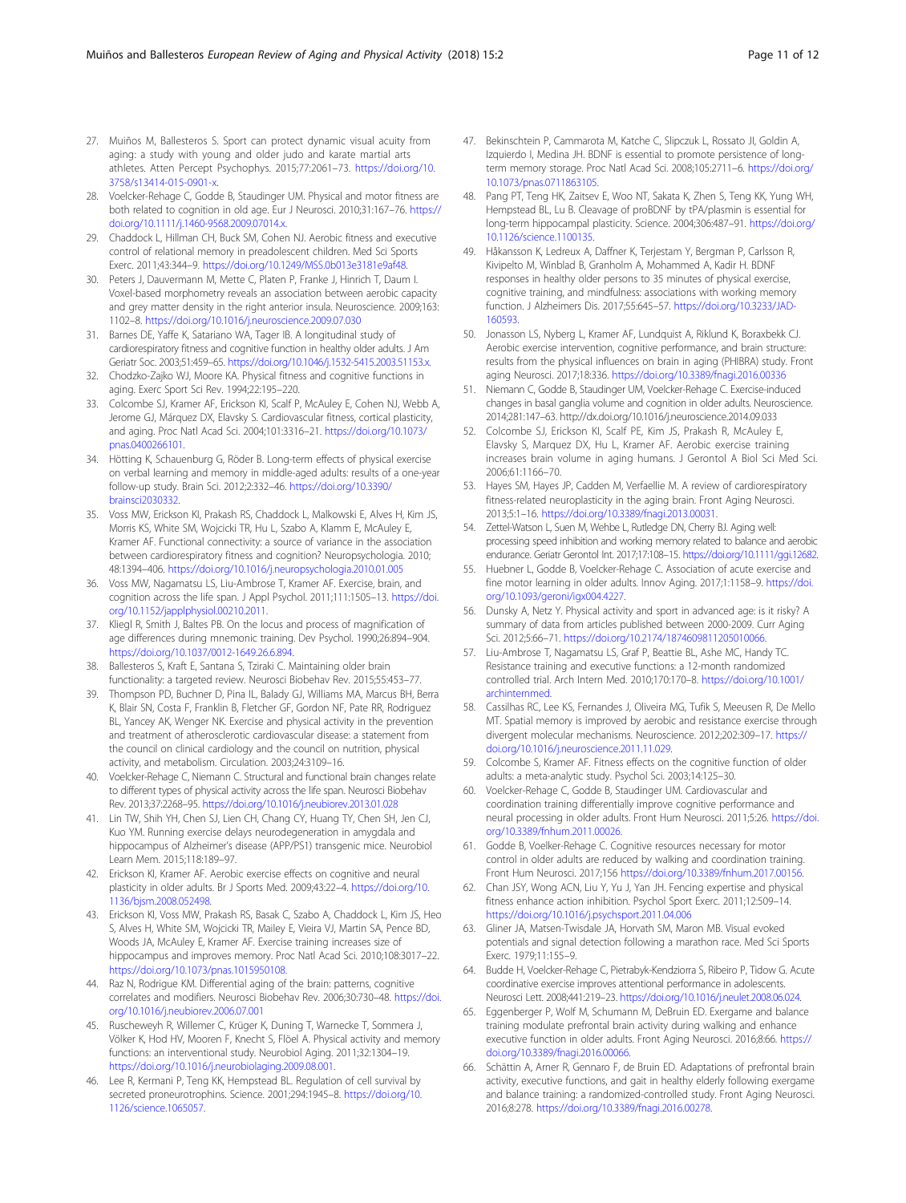27. Muiños M, Ballesteros S. Sport can protect dynamic visual acuity from aging: a study with young and older judo and karate martial arts athletes. Atten Percept Psychophys. 2015;77:2061–73. https://doi.org/10.3758/s13414-015-0901-x.
28. Voelcker-Rehage C, Godde B, Staudinger UM. Physical and motor fitness are both related to cognition in old age. Eur J Neurosci. 2010;31:167–76. https://doi.org/10.1111/j.1460-9568.2009.07014.x.
29. Chaddock L, Hillman CH, Buck SM, Cohen NJ. Aerobic fitness and executive control of relational memory in preadolescent children. Med Sci Sports Exerc. 2011;43:344–9. https://doi.org/10.1249/MSS.0b013e3181e9af48.
30. Peters J, Dauvermann M, Mette C, Platen P, Franke J, Hinrich T, Daum I. Voxel-based morphometry reveals an association between aerobic capacity and grey matter density in the right anterior insula. Neuroscience. 2009;163:1102–8. https://doi.org/10.1016/j.neuroscience.2009.07.030
31. Barnes DE, Yaffe K, Satariano WA, Tager IB. A longitudinal study of cardiorespiratory fitness and cognitive function in healthy older adults. J Am Geriatr Soc. 2003;51:459–65. https://doi.org/10.1046/j.1532-5415.2003.51153.x.
32. Chodzko-Zajko WJ, Moore KA. Physical fitness and cognitive functions in aging. Exerc Sport Sci Rev. 1994;22:195–220.
33. Colcombe SJ, Kramer AF, Erickson KI, Scalf P, McAuley E, Cohen NJ, Webb A, Jerome GJ, Márquez DX, Elavsky S. Cardiovascular fitness, cortical plasticity, and aging. Proc Natl Acad Sci. 2004;101:3316–21. https://doi.org/10.1073/pnas.0400266101.
34. Hötting K, Schauenburg G, Röder B. Long-term effects of physical exercise on verbal learning and memory in middle-aged adults: results of a one-year follow-up study. Brain Sci. 2012;2:332–46. https://doi.org/10.3390/brainsci2030332.
35. Voss MW, Erickson KI, Prakash RS, Chaddock L, Malkowski E, Alves H, Kim JS, Morris KS, White SM, Wojcicki TR, Hu L, Szabo A, Klamm E, McAuley E, Kramer AF. Functional connectivity: a source of variance in the association between cardiorespiratory fitness and cognition? Neuropsychologia. 2010;48:1394–406. https://doi.org/10.1016/j.neuropsychologia.2010.01.005
36. Voss MW, Nagamatsu LS, Liu-Ambrose T, Kramer AF. Exercise, brain, and cognition across the life span. J Appl Psychol. 2011;111:1505–13. https://doi.org/10.1152/japplphysiol.00210.2011.
37. Kliegl R, Smith J, Baltes PB. On the locus and process of magnification of age differences during mnemonic training. Dev Psychol. 1990;26:894–904. https://doi.org/10.1037/0012-1649.26.6.894.
38. Ballesteros S, Kraft E, Santana S, Tziraki C. Maintaining older brain functionality: a targeted review. Neurosci Biobehav Rev. 2015;55:453–77.
39. Thompson PD, Buchner D, Pina IL, Balady GJ, Williams MA, Marcus BH, Berra K, Blair SN, Costa F, Franklin B, Fletcher GF, Gordon NF, Pate RR, Rodriguez BL, Yancey AK, Wenger NK. Exercise and physical activity in the prevention and treatment of atherosclerotic cardiovascular disease: a statement from the council on clinical cardiology and the council on nutrition, physical activity, and metabolism. Circulation. 2003;24:3109–16.
40. Voelcker-Rehage C, Niemann C. Structural and functional brain changes relate to different types of physical activity across the life span. Neurosci Biobehav Rev. 2013;37:2268–95. https://doi.org/10.1016/j.neubiorev.2013.01.028
41. Lin TW, Shih YH, Chen SJ, Lien CH, Chang CY, Huang TY, Chen SH, Jen CJ, Kuo YM. Running exercise delays neurodegeneration in amygdala and hippocampus of Alzheimer's disease (APP/PS1) transgenic mice. Neurobiol Learn Mem. 2015;118:189–97.
42. Erickson KI, Kramer AF. Aerobic exercise effects on cognitive and neural plasticity in older adults. Br J Sports Med. 2009;43:22–4. https://doi.org/10.1136/bjsm.2008.052498.
43. Erickson KI, Voss MW, Prakash RS, Basak C, Szabo A, Chaddock L, Kim JS, Heo S, Alves H, White SM, Wojcicki TR, Mailey E, Vieira VJ, Martin SA, Pence BD, Woods JA, McAuley E, Kramer AF. Exercise training increases size of hippocampus and improves memory. Proc Natl Acad Sci. 2010;108:3017–22. https://doi.org/10.1073/pnas.1015950108.
44. Raz N, Rodrigue KM. Differential aging of the brain: patterns, cognitive correlates and modifiers. Neurosci Biobehav Rev. 2006;30:730–48. https://doi.org/10.1016/j.neubiorev.2006.07.001
45. Ruscheweyh R, Willemer C, Krüger K, Duning T, Warnecke T, Sommera J, Völker K, Hod HV, Mooren F, Knecht S, Flöel A. Physical activity and memory functions: an interventional study. Neurobiol Aging. 2011;32:1304–19. https://doi.org/10.1016/j.neurobiolaging.2009.08.001.
46. Lee R, Kermani P, Teng KK, Hempstead BL. Regulation of cell survival by secreted proneurotrophins. Science. 2001;294:1945–8. https://doi.org/10.1126/science.1065057.
47. Bekinschtein P, Cammarota M, Katche C, Slipczuk L, Rossato JI, Goldin A, Izquierdo I, Medina JH. BDNF is essential to promote persistence of long-term memory storage. Proc Natl Acad Sci. 2008;105:2711–6. https://doi.org/10.1073/pnas.0711863105.
48. Pang PT, Teng HK, Zaitsev E, Woo NT, Sakata K, Zhen S, Teng KK, Yung WH, Hempstead BL, Lu B. Cleavage of proBDNF by tPA/plasmin is essential for long-term hippocampal plasticity. Science. 2004;306:487–91. https://doi.org/10.1126/science.1100135.
49. Håkansson K, Ledreux A, Daffner K, Terjestam Y, Bergman P, Carlsson R, Kivipelto M, Winblad B, Granholm A, Mohammed A, Kadir H. BDNF responses in healthy older persons to 35 minutes of physical exercise, cognitive training, and mindfulness: associations with working memory function. J Alzheimers Dis. 2017;55:645–57. https://doi.org/10.3233/JAD-160593.
50. Jonasson LS, Nyberg L, Kramer AF, Lundquist A, Riklund K, Boraxbekk CJ. Aerobic exercise intervention, cognitive performance, and brain structure: results from the physical influences on brain in aging (PHIBRA) study. Front aging Neurosci. 2017;18:336. https://doi.org/10.3389/fnagi.2016.00336
51. Niemann C, Godde B, Staudinger UM, Voelcker-Rehage C. Exercise-induced changes in basal ganglia volume and cognition in older adults. Neuroscience. 2014;281:147–63. http://dx.doi.org/10.1016/j.neuroscience.2014.09.033
52. Colcombe SJ, Erickson KI, Scalf PE, Kim JS, Prakash R, McAuley E, Elavsky S, Marquez DX, Hu L, Kramer AF. Aerobic exercise training increases brain volume in aging humans. J Gerontol A Biol Sci Med Sci. 2006;61:1166–70.
53. Hayes SM, Hayes JP, Cadden M, Verfaellie M. A review of cardiorespiratory fitness-related neuroplasticity in the aging brain. Front Aging Neurosci. 2013;5:1–16. https://doi.org/10.3389/fnagi.2013.00031.
54. Zettel-Watson L, Suen M, Wehbe L, Rutledge DN, Cherry BJ. Aging well: processing speed inhibition and working memory related to balance and aerobic endurance. Geriatr Gerontol Int. 2017;17:108–15. https://doi.org/10.1111/ggi.12682.
55. Huebner L, Godde B, Voelcker-Rehage C. Association of acute exercise and fine motor learning in older adults. Innov Aging. 2017;1:1158–9. https://doi.org/10.1093/geroni/igx004.4227.
56. Dunsky A, Netz Y. Physical activity and sport in advanced age: is it risky? A summary of data from articles published between 2000-2009. Curr Aging Sci. 2012;5:66–71. https://doi.org/10.2174/1874609811205010066.
57. Liu-Ambrose T, Nagamatsu LS, Graf P, Beattie BL, Ashe MC, Handy TC. Resistance training and executive functions: a 12-month randomized controlled trial. Arch Intern Med. 2010;170:170–8. https://doi.org/10.1001/archinternmed.
58. Cassilhas RC, Lee KS, Fernandes J, Oliveira MG, Tufik S, Meeusen R, De Mello MT. Spatial memory is improved by aerobic and resistance exercise through divergent molecular mechanisms. Neuroscience. 2012;202:309–17. https://doi.org/10.1016/j.neuroscience.2011.11.029.
59. Colcombe S, Kramer AF. Fitness effects on the cognitive function of older adults: a meta-analytic study. Psychol Sci. 2003;14:125–30.
60. Voelcker-Rehage C, Godde B, Staudinger UM. Cardiovascular and coordination training differentially improve cognitive performance and neural processing in older adults. Front Hum Neurosci. 2011;5:26. https://doi.org/10.3389/fnhum.2011.00026.
61. Godde B, Voelker-Rehage C. Cognitive resources necessary for motor control in older adults are reduced by walking and coordination training. Front Hum Neurosci. 2017;156 https://doi.org/10.3389/fnhum.2017.00156.
62. Chan JSY, Wong ACN, Liu Y, Yu J, Yan JH. Fencing expertise and physical fitness enhance action inhibition. Psychol Sport Exerc. 2011;12:509–14. https://doi.org/10.1016/j.psychsport.2011.04.006
63. Gliner JA, Matsen-Twisdale JA, Horvath SM, Maron MB. Visual evoked potentials and signal detection following a marathon race. Med Sci Sports Exerc. 1979;11:155–9.
64. Budde H, Voelcker-Rehage C, Pietrabyk-Kendziorra S, Ribeiro P, Tidow G. Acute coordinative exercise improves attentional performance in adolescents. Neurosci Lett. 2008;441:219–23. https://doi.org/10.1016/j.neulet.2008.06.024.
65. Eggenberger P, Wolf M, Schumann M, DeBruin ED. Exergame and balance training modulate prefrontal brain activity during walking and enhance executive function in older adults. Front Aging Neurosci. 2016;8:66. https://doi.org/10.3389/fnagi.2016.00066.
66. Schättin A, Arner R, Gennaro F, de Bruin ED. Adaptations of prefrontal brain activity, executive functions, and gait in healthy elderly following exergame and balance training: a randomized-controlled study. Front Aging Neurosci. 2016;8:278. https://doi.org/10.3389/fnagi.2016.00278.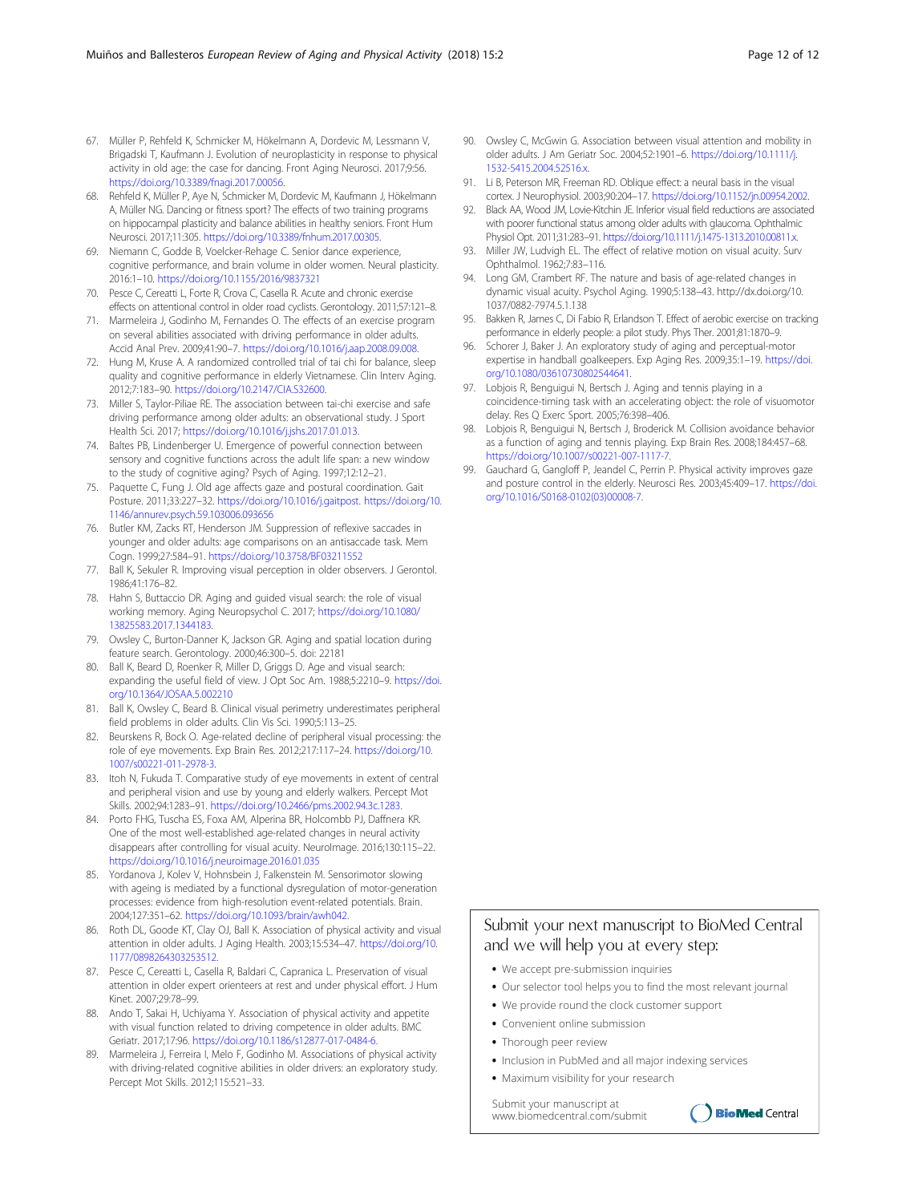67. Müller P, Rehfeld K, Schmicker M, Hökelmann A, Dordevic M, Lessmann V, Brigadski T, Kaufmann J. Evolution of neuroplasticity in response to physical activity in old age: the case for dancing. Front Aging Neurosci. 2017;9:56. https://doi.org/10.3389/fnagi.2017.00056.
68. Rehfeld K, Müller P, Aye N, Schmicker M, Dordevic M, Kaufmann J, Hökelmann A, Müller NG. Dancing or fitness sport? The effects of two training programs on hippocampal plasticity and balance abilities in healthy seniors. Front Hum Neurosci. 2017;11:305. https://doi.org/10.3389/fnhum.2017.00305.
69. Niemann C, Godde B, Voelcker-Rehage C. Senior dance experience, cognitive performance, and brain volume in older women. Neural plasticity. 2016:1–10. https://doi.org/10.1155/2016/9837321
70. Pesce C, Cereatti L, Forte R, Crova C, Casella R. Acute and chronic exercise effects on attentional control in older road cyclists. Gerontology. 2011;57:121–8.
71. Marmeleira J, Godinho M, Fernandes O. The effects of an exercise program on several abilities associated with driving performance in older adults. Accid Anal Prev. 2009;41:90–7. https://doi.org/10.1016/j.aap.2008.09.008.
72. Hung M, Kruse A. A randomized controlled trial of tai chi for balance, sleep quality and cognitive performance in elderly Vietnamese. Clin Interv Aging. 2012;7:183–90. https://doi.org/10.2147/CIA.S32600.
73. Miller S, Taylor-Piliae RE. The association between tai-chi exercise and safe driving performance among older adults: an observational study. J Sport Health Sci. 2017; https://doi.org/10.1016/j.jshs.2017.01.013.
74. Baltes PB, Lindenberger U. Emergence of powerful connection between sensory and cognitive functions across the adult life span: a new window to the study of cognitive aging? Psych of Aging. 1997;12:12–21.
75. Paquette C, Fung J. Old age affects gaze and postural coordination. Gait Posture. 2011;33:227–32. https://doi.org/10.1016/j.gaitpost. https://doi.org/10.1146/annurev.psych.59.103006.093656
76. Butler KM, Zacks RT, Henderson JM. Suppression of reflexive saccades in younger and older adults: age comparisons on an antisaccade task. Mem Cogn. 1999;27:584–91. https://doi.org/10.3758/BF03211552
77. Ball K, Sekuler R. Improving visual perception in older observers. J Gerontol. 1986;41:176–82.
78. Hahn S, Buttaccio DR. Aging and guided visual search: the role of visual working memory. Aging Neuropsychol C. 2017; https://doi.org/10.1080/13825583.2017.1344183.
79. Owsley C, Burton-Danner K, Jackson GR. Aging and spatial location during feature search. Gerontology. 2000;46:300–5. doi: 22181
80. Ball K, Beard D, Roenker R, Miller D, Griggs D. Age and visual search: expanding the useful field of view. J Opt Soc Am. 1988;5:2210–9. https://doi.org/10.1364/JOSAA.5.002210
81. Ball K, Owsley C, Beard B. Clinical visual perimetry underestimates peripheral field problems in older adults. Clin Vis Sci. 1990;5:113–25.
82. Beurskens R, Bock O. Age-related decline of peripheral visual processing: the role of eye movements. Exp Brain Res. 2012;217:117–24. https://doi.org/10.1007/s00221-011-2978-3.
83. Itoh N, Fukuda T. Comparative study of eye movements in extent of central and peripheral vision and use by young and elderly walkers. Percept Mot Skills. 2002;94:1283–91. https://doi.org/10.2466/pms.2002.94.3c.1283.
84. Porto FHG, Tuscha ES, Foxa AM, Alperina BR, Holcombb PJ, Daffnera KR. One of the most well-established age-related changes in neural activity disappears after controlling for visual acuity. NeuroImage. 2016;130:115–22. https://doi.org/10.1016/j.neuroimage.2016.01.035
85. Yordanova J, Kolev V, Hohnsbein J, Falkenstein M. Sensorimotor slowing with ageing is mediated by a functional dysregulation of motor-generation processes: evidence from high-resolution event-related potentials. Brain. 2004;127:351–62. https://doi.org/10.1093/brain/awh042.
86. Roth DL, Goode KT, Clay OJ, Ball K. Association of physical activity and visual attention in older adults. J Aging Health. 2003;15:534–47. https://doi.org/10.1177/0898264303253512.
87. Pesce C, Cereatti L, Casella R, Baldari C, Capranica L. Preservation of visual attention in older expert orienteers at rest and under physical effort. J Hum Kinet. 2007;29:78–99.
88. Ando T, Sakai H, Uchiyama Y. Association of physical activity and appetite with visual function related to driving competence in older adults. BMC Geriatr. 2017;17:96. https://doi.org/10.1186/s12877-017-0484-6.
89. Marmeleira J, Ferreira I, Melo F, Godinho M. Associations of physical activity with driving-related cognitive abilities in older drivers: an exploratory study. Percept Mot Skills. 2012;115:521–33.
90. Owsley C, McGwin G. Association between visual attention and mobility in older adults. J Am Geriatr Soc. 2004;52:1901–6. https://doi.org/10.1111/j.1532-5415.2004.52516.x.
91. Li B, Peterson MR, Freeman RD. Oblique effect: a neural basis in the visual cortex. J Neurophysiol. 2003;90:204–17. https://doi.org/10.1152/jn.00954.2002.
92. Black AA, Wood JM, Lovie-Kitchin JE. Inferior visual field reductions are associated with poorer functional status among older adults with glaucoma. Ophthalmic Physiol Opt. 2011;31:283–91. https://doi.org/10.1111/j.1475-1313.2010.00811.x.
93. Miller JW, Ludvigh EL. The effect of relative motion on visual acuity. Surv Ophthalmol. 1962;7:83–116.
94. Long GM, Crambert RF. The nature and basis of age-related changes in dynamic visual acuity. Psychol Aging. 1990;5:138–43. http://dx.doi.org/10.1037/0882-7974.5.1.138
95. Bakken R, James C, Di Fabio R, Erlandson T. Effect of aerobic exercise on tracking performance in elderly people: a pilot study. Phys Ther. 2001;81:1870–9.
96. Schorer J, Baker J. An exploratory study of aging and perceptual-motor expertise in handball goalkeepers. Exp Aging Res. 2009;35:1–19. https://doi.org/10.1080/03610730802544641.
97. Lobjois R, Benguigui N, Bertsch J. Aging and tennis playing in a coincidence-timing task with an accelerating object: the role of visuomotor delay. Res Q Exerc Sport. 2005;76:398–406.
98. Lobjois R, Benguigui N, Bertsch J, Broderick M. Collision avoidance behavior as a function of aging and tennis playing. Exp Brain Res. 2008;184:457–68. https://doi.org/10.1007/s00221-007-1117-7.
99. Gauchard G, Gangloff P, Jeandel C, Perrin P. Physical activity improves gaze and posture control in the elderly. Neurosci Res. 2003;45:409–17. https://doi.org/10.1016/S0168-0102(03)00008-7.

Submit your next manuscript to BioMed Central and we will help you at every step:

- We accept pre-submission inquiries
- Our selector tool helps you to find the most relevant journal
- We provide round the clock customer support
- Convenient online submission
- Thorough peer review
- Inclusion in PubMed and all major indexing services
- Maximum visibility for your research

Submit your manuscript at www.biomedcentral.com/submit

BioMed Central